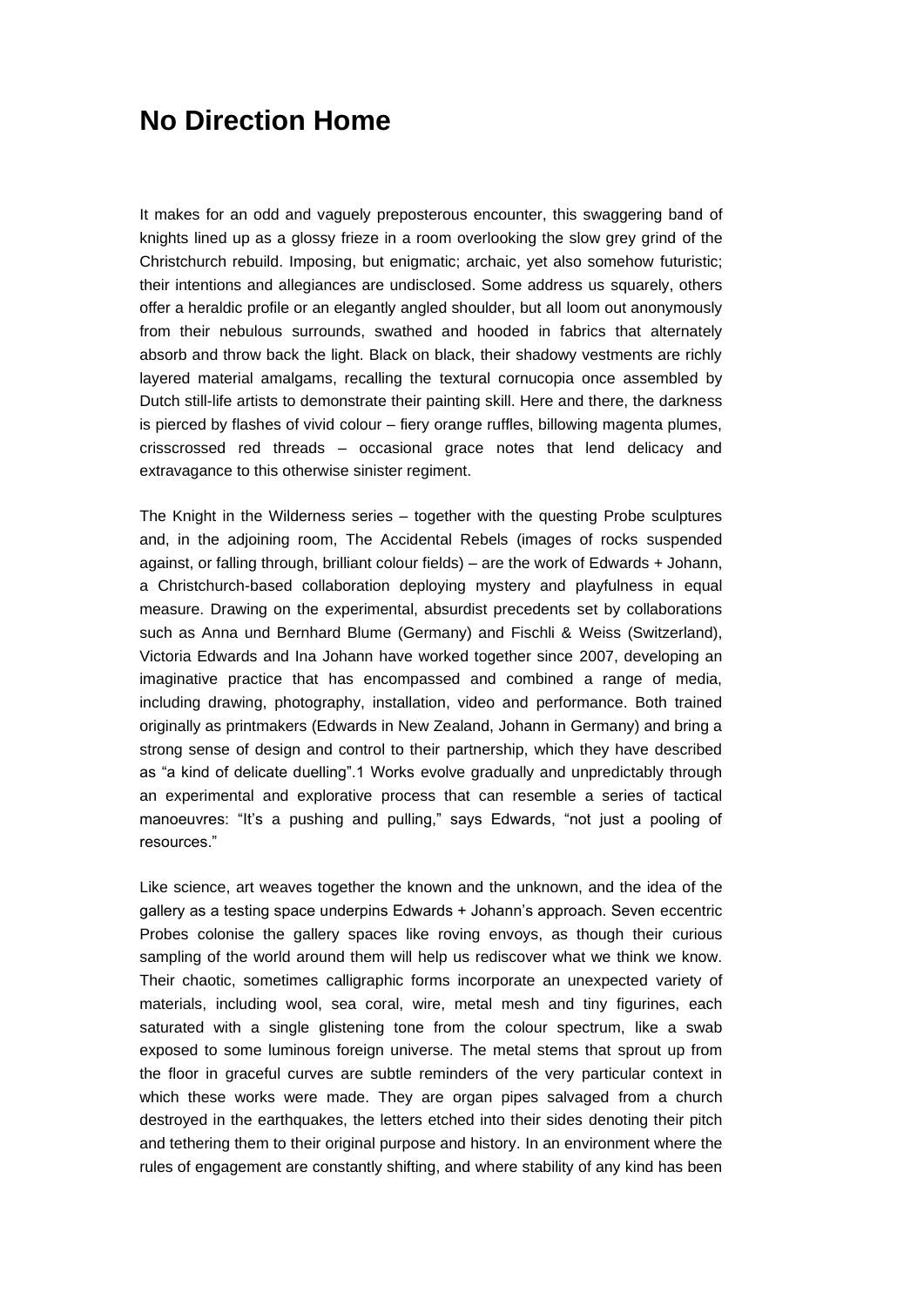# No Direction Home

It makes for an odd and vaguely preposterous encounter, this swaggering band of knights lined up as a glossy frieze in a room overlooking the slow grey grind of the Christchurch rebuild. Imposing, but enigmatic; archaic, yet also somehow futuristic; their intentions and allegiances are undisclosed. Some address us squarely, others offer a heraldic profile or an elegantly angled shoulder, but all loom out anonymously from their nebulous surrounds, swathed and hooded in fabrics that alternately absorb and throw back the light. Black on black, their shadowy vestments are richly layered material amalgams, recalling the textural cornucopia once assembled by Dutch still-life artists to demonstrate their painting skill. Here and there, the darkness is pierced by flashes of vivid colour – fiery orange ruffles, billowing magenta plumes, crisscrossed red threads – occasional grace notes that lend delicacy and extravagance to this otherwise sinister regiment.

The Knight in the Wilderness series – together with the questing Probe sculptures and, in the adjoining room, The Accidental Rebels (images of rocks suspended against, or falling through, brilliant colour fields) – are the work of Edwards + Johann, a Christchurch-based collaboration deploying mystery and playfulness in equal measure. Drawing on the experimental, absurdist precedents set by collaborations such as Anna und Bernhard Blume (Germany) and Fischli & Weiss (Switzerland), Victoria Edwards and Ina Johann have worked together since 2007, developing an imaginative practice that has encompassed and combined a range of media, including drawing, photography, installation, video and performance. Both trained originally as printmakers (Edwards in New Zealand, Johann in Germany) and bring a strong sense of design and control to their partnership, which they have described as "a kind of delicate duelling".[1] Works evolve gradually and unpredictably through an experimental and explorative process that can resemble a series of tactical manoeuvres: "It's a pushing and pulling," says Edwards, "not just a pooling of resources."

Like science, art weaves together the known and the unknown, and the idea of the gallery as a testing space underpins Edwards + Johann's approach. Seven eccentric Probes colonise the gallery spaces like roving envoys, as though their curious sampling of the world around them will help us rediscover what we think we know. Their chaotic, sometimes calligraphic forms incorporate an unexpected variety of materials, including wool, sea coral, wire, metal mesh and tiny figurines, each saturated with a single glistening tone from the colour spectrum, like a swab exposed to some luminous foreign universe. The metal stems that sprout up from the floor in graceful curves are subtle reminders of the very particular context in which these works were made. They are organ pipes salvaged from a church destroyed in the earthquakes, the letters etched into their sides denoting their pitch and tethering them to their original purpose and history. In an environment where the rules of engagement are constantly shifting, and where stability of any kind has been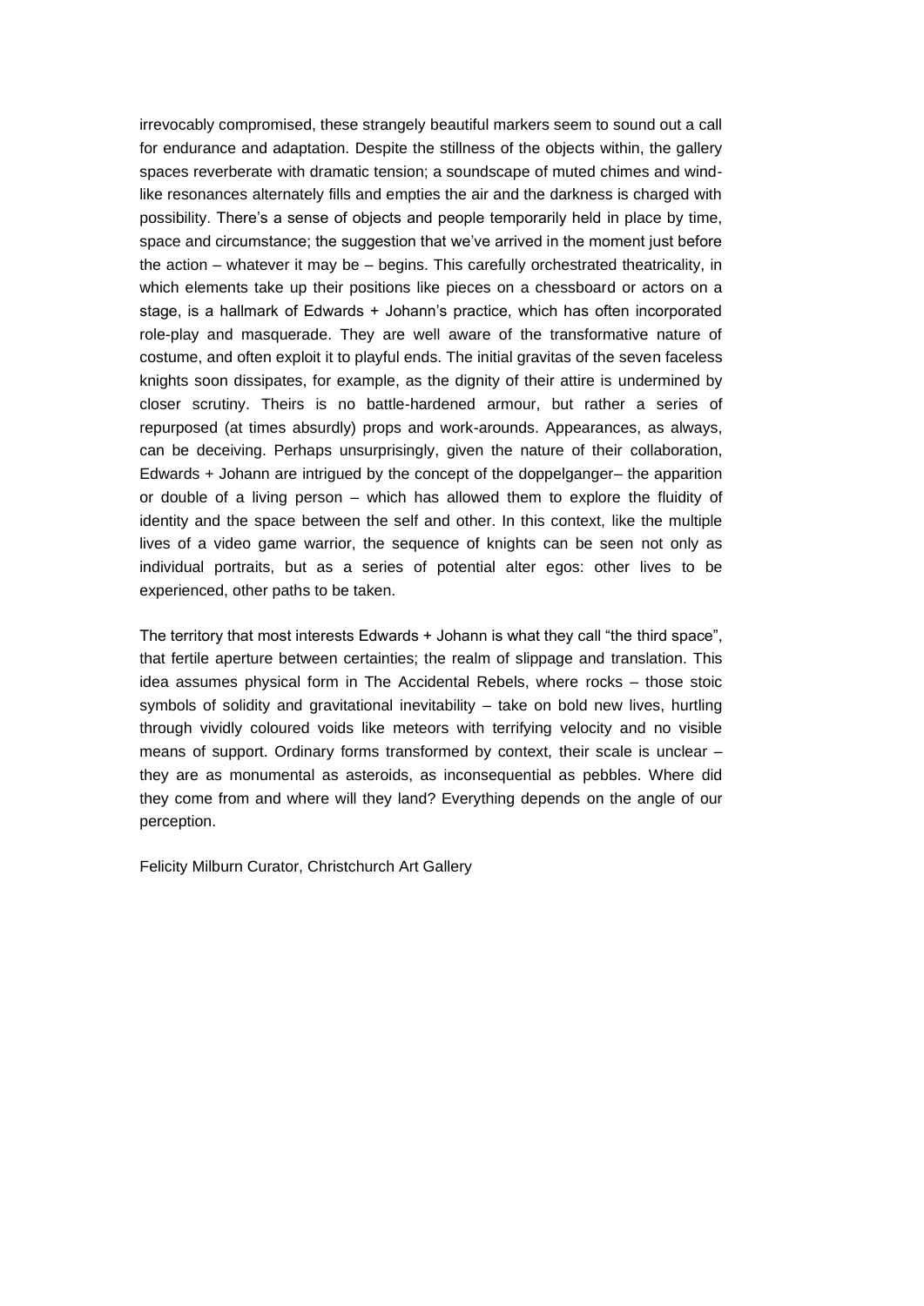irrevocably compromised, these strangely beautiful markers seem to sound out a call for endurance and adaptation. Despite the stillness of the objects within, the gallery spaces reverberate with dramatic tension; a soundscape of muted chimes and wind-like resonances alternately fills and empties the air and the darkness is charged with possibility. There's a sense of objects and people temporarily held in place by time, space and circumstance; the suggestion that we've arrived in the moment just before the action – whatever it may be – begins. This carefully orchestrated theatricality, in which elements take up their positions like pieces on a chessboard or actors on a stage, is a hallmark of Edwards + Johann's practice, which has often incorporated role-play and masquerade. They are well aware of the transformative nature of costume, and often exploit it to playful ends. The initial gravitas of the seven faceless knights soon dissipates, for example, as the dignity of their attire is undermined by closer scrutiny. Theirs is no battle-hardened armour, but rather a series of repurposed (at times absurdly) props and work-arounds. Appearances, as always, can be deceiving. Perhaps unsurprisingly, given the nature of their collaboration, Edwards + Johann are intrigued by the concept of the doppelganger– the apparition or double of a living person – which has allowed them to explore the fluidity of identity and the space between the self and other. In this context, like the multiple lives of a video game warrior, the sequence of knights can be seen not only as individual portraits, but as a series of potential alter egos: other lives to be experienced, other paths to be taken.

The territory that most interests Edwards + Johann is what they call "the third space", that fertile aperture between certainties; the realm of slippage and translation. This idea assumes physical form in The Accidental Rebels, where rocks – those stoic symbols of solidity and gravitational inevitability – take on bold new lives, hurtling through vividly coloured voids like meteors with terrifying velocity and no visible means of support. Ordinary forms transformed by context, their scale is unclear – they are as monumental as asteroids, as inconsequential as pebbles. Where did they come from and where will they land? Everything depends on the angle of our perception.

Felicity Milburn Curator, Christchurch Art Gallery